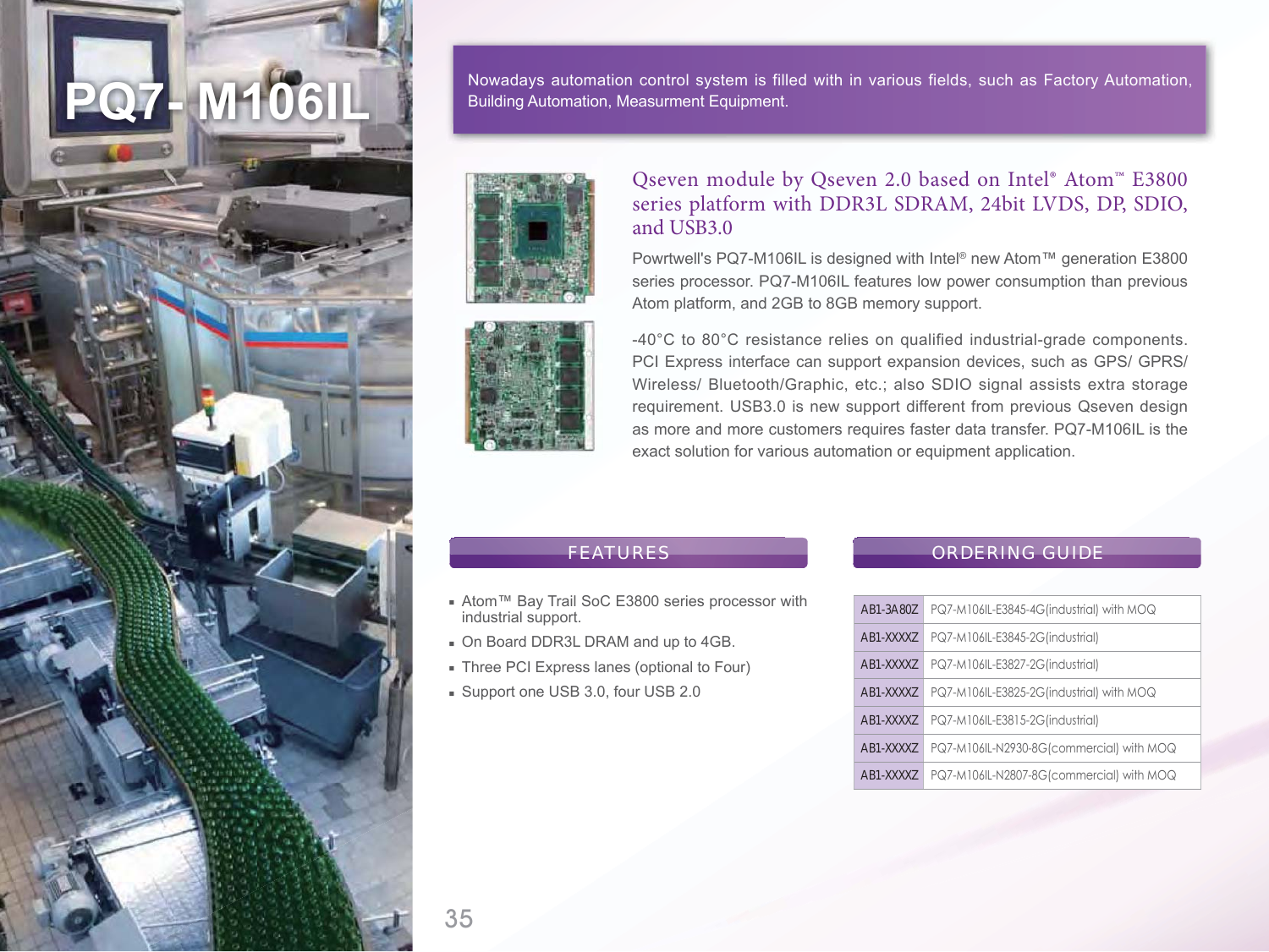# PQ7- M106IL

Nowadays automation control system is filled with in various fields, such as Factory Automation, Building Automation, Measurment Equipment.

## Qseven module by Qseven 2.0 based on Intel® Atom™ E3800 series platform with DDR3L SDRAM, 24bit LVDS, DP, SDIO, and USB3.0

Powrtwell's PQ7-M106IL is designed with Intel® new Atom™ generation E3800 series processor. PQ7-M106IL features low power consumption than previous Atom platform, and 2GB to 8GB memory support.

-40°C to 80°C resistance relies on qualified industrial-grade components. PCI Express interface can support expansion devices, such as GPS/ GPRS/ Wireless/ Bluetooth/Graphic, etc.; also SDIO signal assists extra storage requirement. USB3.0 is new support different from previous Qseven design as more and more customers requires faster data transfer. PQ7-M106IL is the exact solution for various automation or equipment application.

## FEATURES

- Atom™ Bay Trail SoC E3800 series processor with industrial support.
- On Board DDR3L DRAM and up to 4GB.
- Three PCI Express lanes (optional to Four)
- Support one USB 3.0, four USB 2.0

## ORDERING GUIDE

| | |
|---|---|
| AB1-3A80Z | PQ7-M106IL-E3845-4G(industrial) with MOQ |
| AB1-XXXXZ | PQ7-M106IL-E3845-2G(industrial) |
| AB1-XXXXZ | PQ7-M106IL-E3827-2G(industrial) |
| AB1-XXXXZ | PQ7-M106IL-E3825-2G(industrial) with MOQ |
| AB1-XXXXZ | PQ7-M106IL-E3815-2G(industrial) |
| AB1-XXXXZ | PQ7-M106IL-N2930-8G(commercial) with MOQ |
| AB1-XXXXZ | PQ7-M106IL-N2807-8G(commercial) with MOQ |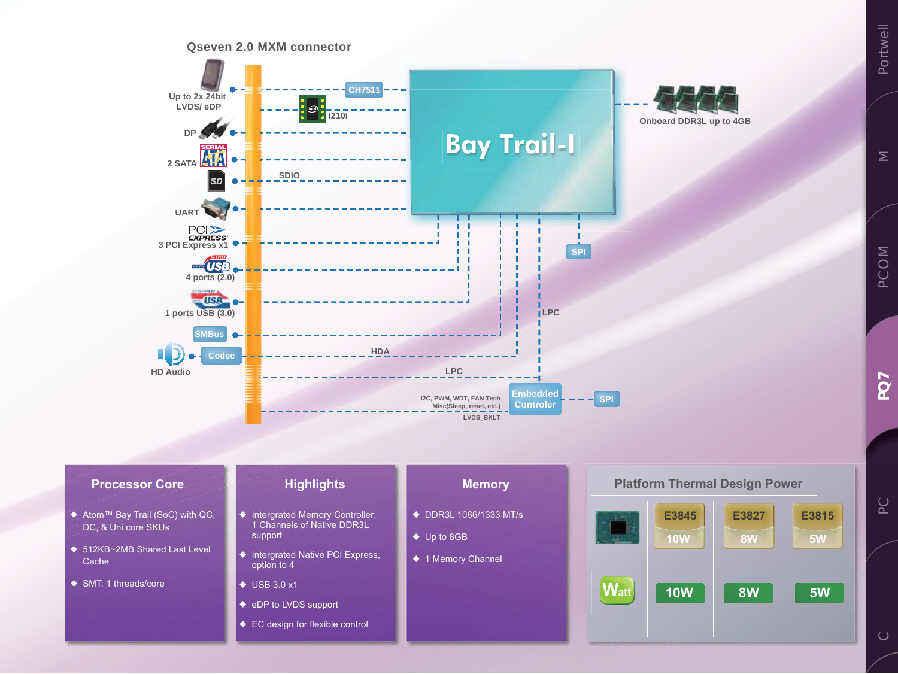## Qseven 2.0 MXM connector

Up to 2x 24bit LVDS/ eDP

CH7511

I210I

DP

2 SATA

SDIO

UART

3 PCI Express x1

4 ports (2.0)

1 ports USB (3.0)

SMBus

Codec

HD Audio

HDA

LPC

Bay Trail-I

Onboard DDR3L up to 4GB

SPI

LPC

I2C, PWM, WDT, FAN Tech
Misc(Sleep, reset, etc.)

LVDS_BKLT

Embedded Controler

SPI

### Processor Core

- Atom™ Bay Trail (SoC) with QC, DC, & Uni core SKUs
- 512KB~2MB Shared Last Level Cache
- SMT: 1 threads/core

### Highlights

- Intergrated Memory Controller: 1 Channels of Native DDR3L support
- Intergrated Native PCI Express, option to 4
- USB 3.0 x1
- eDP to LVDS support
- EC design for flexible control

### Memory

- DDR3L 1066/1333 MT/s
- Up to 8GB
- 1 Memory Channel

### Platform Thermal Design Power

| | E3845 | E3827 | E3815 |
|---|---|---|---|
| | 10W | 8W | 5W |
| Watt | 10W | 8W | 5W |